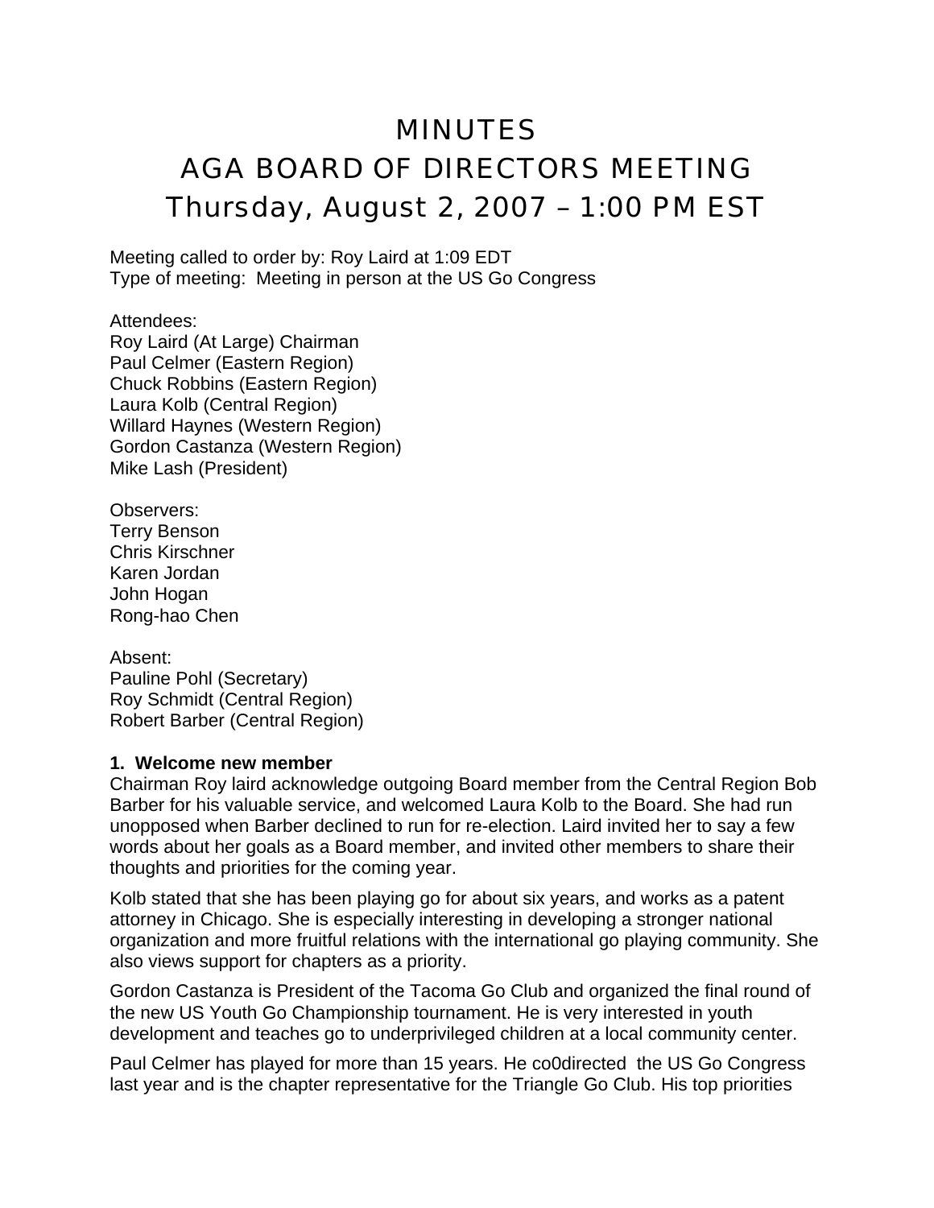# MINUTES
# AGA BOARD OF DIRECTORS MEETING
# Thursday, August 2, 2007 – 1:00 PM EST

Meeting called to order by: Roy Laird at 1:09 EDT
Type of meeting: Meeting in person at the US Go Congress

Attendees:
Roy Laird (At Large) Chairman
Paul Celmer (Eastern Region)
Chuck Robbins (Eastern Region)
Laura Kolb (Central Region)
Willard Haynes (Western Region)
Gordon Castanza (Western Region)
Mike Lash (President)

Observers:
Terry Benson
Chris Kirschner
Karen Jordan
John Hogan
Rong-hao Chen

Absent:
Pauline Pohl (Secretary)
Roy Schmidt (Central Region)
Robert Barber (Central Region)

**1. Welcome new member**

Chairman Roy laird acknowledge outgoing Board member from the Central Region Bob Barber for his valuable service, and welcomed Laura Kolb to the Board. She had run unopposed when Barber declined to run for re-election. Laird invited her to say a few words about her goals as a Board member, and invited other members to share their thoughts and priorities for the coming year.

Kolb stated that she has been playing go for about six years, and works as a patent attorney in Chicago. She is especially interesting in developing a stronger national organization and more fruitful relations with the international go playing community. She also views support for chapters as a priority.

Gordon Castanza is President of the Tacoma Go Club and organized the final round of the new US Youth Go Championship tournament. He is very interested in youth development and teaches go to underprivileged children at a local community center.

Paul Celmer has played for more than 15 years. He co0directed the US Go Congress last year and is the chapter representative for the Triangle Go Club. His top priorities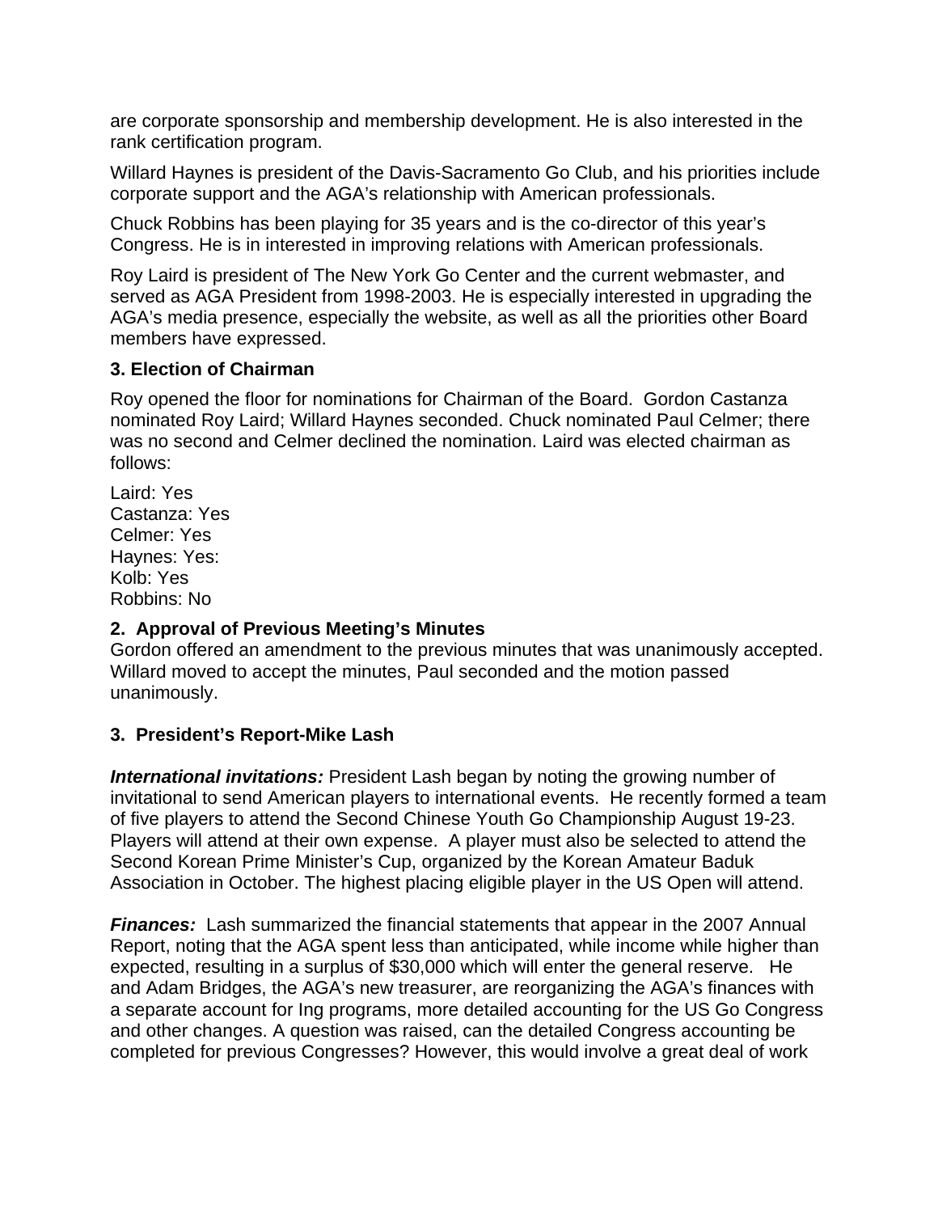are corporate sponsorship and membership development. He is also interested in the rank certification program.

Willard Haynes is president of the Davis-Sacramento Go Club, and his priorities include corporate support and the AGA's relationship with American professionals.

Chuck Robbins has been playing for 35 years and is the co-director of this year's Congress. He is in interested in improving relations with American professionals.

Roy Laird is president of The New York Go Center and the current webmaster, and served as AGA President from 1998-2003. He is especially interested in upgrading the AGA's media presence, especially the website, as well as all the priorities other Board members have expressed.

### 3. Election of Chairman

Roy opened the floor for nominations for Chairman of the Board. Gordon Castanza nominated Roy Laird; Willard Haynes seconded. Chuck nominated Paul Celmer; there was no second and Celmer declined the nomination. Laird was elected chairman as follows:

Laird: Yes
Castanza: Yes
Celmer: Yes
Haynes: Yes:
Kolb: Yes
Robbins: No

### 2. Approval of Previous Meeting's Minutes

Gordon offered an amendment to the previous minutes that was unanimously accepted. Willard moved to accept the minutes, Paul seconded and the motion passed unanimously.

### 3. President's Report-Mike Lash

***International invitations:*** President Lash began by noting the growing number of invitational to send American players to international events. He recently formed a team of five players to attend the Second Chinese Youth Go Championship August 19-23. Players will attend at their own expense. A player must also be selected to attend the Second Korean Prime Minister's Cup, organized by the Korean Amateur Baduk Association in October. The highest placing eligible player in the US Open will attend.

***Finances:*** Lash summarized the financial statements that appear in the 2007 Annual Report, noting that the AGA spent less than anticipated, while income while higher than expected, resulting in a surplus of $30,000 which will enter the general reserve. He and Adam Bridges, the AGA's new treasurer, are reorganizing the AGA's finances with a separate account for Ing programs, more detailed accounting for the US Go Congress and other changes. A question was raised, can the detailed Congress accounting be completed for previous Congresses? However, this would involve a great deal of work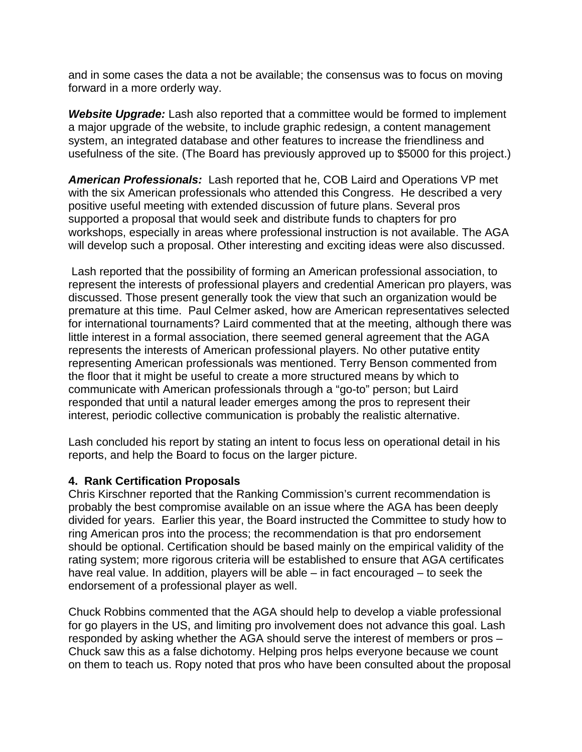and in some cases the data a not be available; the consensus was to focus on moving forward in a more orderly way.

***Website Upgrade:*** Lash also reported that a committee would be formed to implement a major upgrade of the website, to include graphic redesign, a content management system, an integrated database and other features to increase the friendliness and usefulness of the site. (The Board has previously approved up to $5000 for this project.)

***American Professionals:*** Lash reported that he, COB Laird and Operations VP met with the six American professionals who attended this Congress. He described a very positive useful meeting with extended discussion of future plans. Several pros supported a proposal that would seek and distribute funds to chapters for pro workshops, especially in areas where professional instruction is not available. The AGA will develop such a proposal. Other interesting and exciting ideas were also discussed.

Lash reported that the possibility of forming an American professional association, to represent the interests of professional players and credential American pro players, was discussed. Those present generally took the view that such an organization would be premature at this time. Paul Celmer asked, how are American representatives selected for international tournaments? Laird commented that at the meeting, although there was little interest in a formal association, there seemed general agreement that the AGA represents the interests of American professional players. No other putative entity representing American professionals was mentioned. Terry Benson commented from the floor that it might be useful to create a more structured means by which to communicate with American professionals through a "go-to" person; but Laird responded that until a natural leader emerges among the pros to represent their interest, periodic collective communication is probably the realistic alternative.

Lash concluded his report by stating an intent to focus less on operational detail in his reports, and help the Board to focus on the larger picture.

**4. Rank Certification Proposals**

Chris Kirschner reported that the Ranking Commission's current recommendation is probably the best compromise available on an issue where the AGA has been deeply divided for years. Earlier this year, the Board instructed the Committee to study how to ring American pros into the process; the recommendation is that pro endorsement should be optional. Certification should be based mainly on the empirical validity of the rating system; more rigorous criteria will be established to ensure that AGA certificates have real value. In addition, players will be able – in fact encouraged – to seek the endorsement of a professional player as well.

Chuck Robbins commented that the AGA should help to develop a viable professional for go players in the US, and limiting pro involvement does not advance this goal. Lash responded by asking whether the AGA should serve the interest of members or pros – Chuck saw this as a false dichotomy. Helping pros helps everyone because we count on them to teach us. Ropy noted that pros who have been consulted about the proposal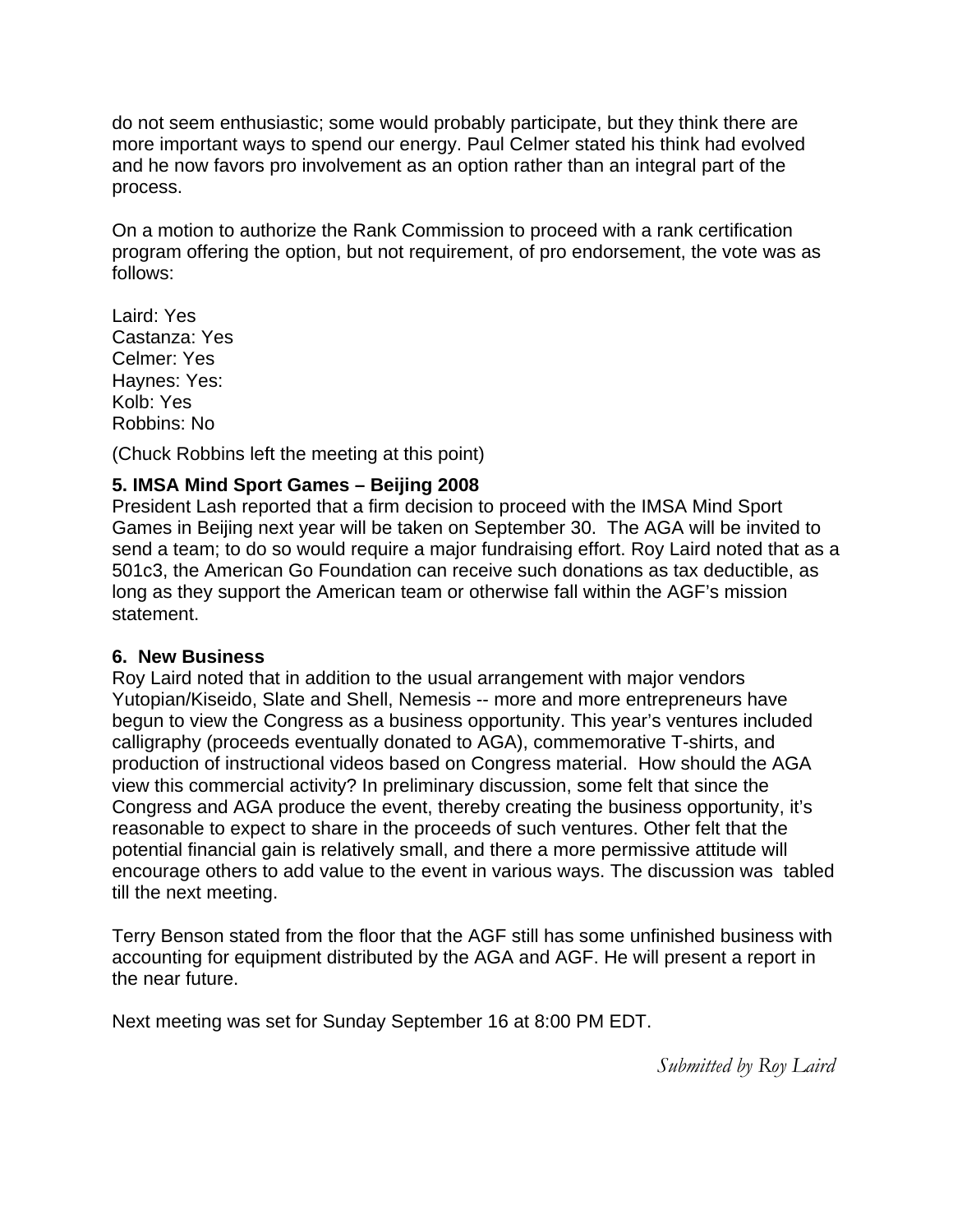do not seem enthusiastic; some would probably participate, but they think there are more important ways to spend our energy. Paul Celmer stated his think had evolved and he now favors pro involvement as an option rather than an integral part of the process.

On a motion to authorize the Rank Commission to proceed with a rank certification program offering the option, but not requirement, of pro endorsement, the vote was as follows:

Laird: Yes
Castanza: Yes
Celmer: Yes
Haynes: Yes:
Kolb: Yes
Robbins: No

(Chuck Robbins left the meeting at this point)

**5. IMSA Mind Sport Games – Beijing 2008**
President Lash reported that a firm decision to proceed with the IMSA Mind Sport Games in Beijing next year will be taken on September 30. The AGA will be invited to send a team; to do so would require a major fundraising effort. Roy Laird noted that as a 501c3, the American Go Foundation can receive such donations as tax deductible, as long as they support the American team or otherwise fall within the AGF's mission statement.

**6. New Business**
Roy Laird noted that in addition to the usual arrangement with major vendors Yutopian/Kiseido, Slate and Shell, Nemesis -- more and more entrepreneurs have begun to view the Congress as a business opportunity. This year's ventures included calligraphy (proceeds eventually donated to AGA), commemorative T-shirts, and production of instructional videos based on Congress material. How should the AGA view this commercial activity? In preliminary discussion, some felt that since the Congress and AGA produce the event, thereby creating the business opportunity, it's reasonable to expect to share in the proceeds of such ventures. Other felt that the potential financial gain is relatively small, and there a more permissive attitude will encourage others to add value to the event in various ways. The discussion was tabled till the next meeting.

Terry Benson stated from the floor that the AGF still has some unfinished business with accounting for equipment distributed by the AGA and AGF. He will present a report in the near future.

Next meeting was set for Sunday September 16 at 8:00 PM EDT.

*Submitted by Roy Laird*